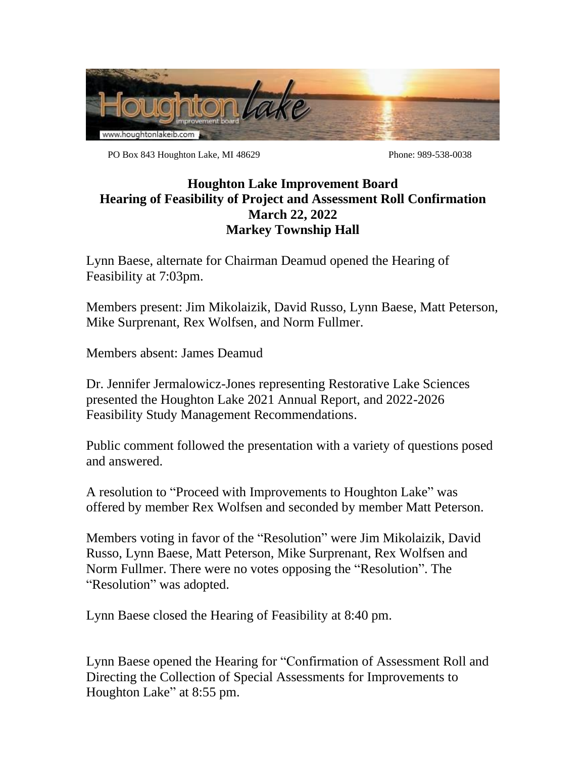PO Box 843 Houghton Lake, MI 48629 Phone: 989-538-0038

# Houghton Lake Improvement Board
## Hearing of Feasibility of Project and Assessment Roll Confirmation
### March 22, 2022
### Markey Township Hall

Lynn Baese, alternate for Chairman Deamud opened the Hearing of Feasibility at 7:03pm.

Members present: Jim Mikolaizik, David Russo, Lynn Baese, Matt Peterson, Mike Surprenant, Rex Wolfsen, and Norm Fullmer.

Members absent: James Deamud

Dr. Jennifer Jermalowicz-Jones representing Restorative Lake Sciences presented the Houghton Lake 2021 Annual Report, and 2022-2026 Feasibility Study Management Recommendations.

Public comment followed the presentation with a variety of questions posed and answered.

A resolution to "Proceed with Improvements to Houghton Lake" was offered by member Rex Wolfsen and seconded by member Matt Peterson.

Members voting in favor of the "Resolution" were Jim Mikolaizik, David Russo, Lynn Baese, Matt Peterson, Mike Surprenant, Rex Wolfsen and Norm Fullmer. There were no votes opposing the "Resolution". The "Resolution" was adopted.

Lynn Baese closed the Hearing of Feasibility at 8:40 pm.

Lynn Baese opened the Hearing for "Confirmation of Assessment Roll and Directing the Collection of Special Assessments for Improvements to Houghton Lake" at 8:55 pm.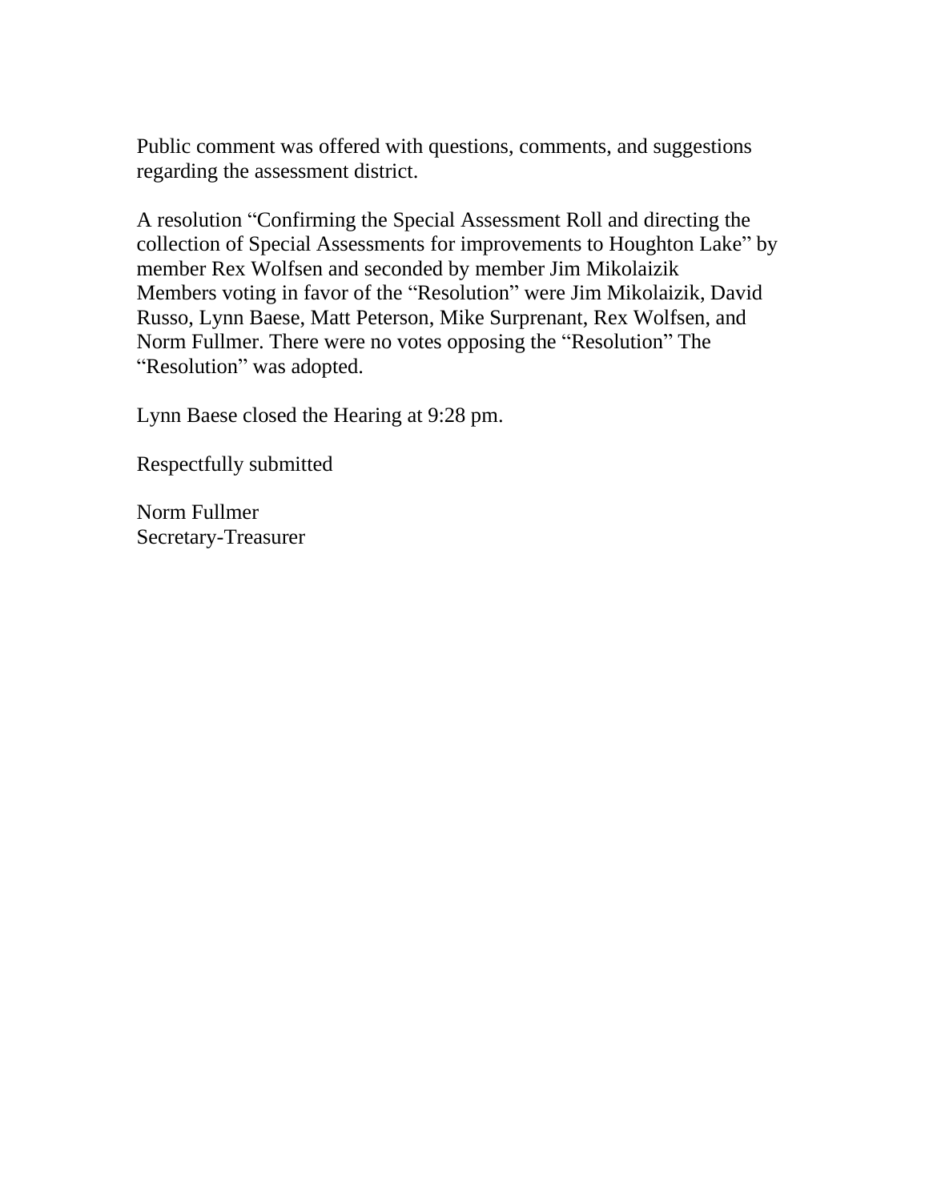Public comment was offered with questions, comments, and suggestions regarding the assessment district.

A resolution "Confirming the Special Assessment Roll and directing the collection of Special Assessments for improvements to Houghton Lake" by member Rex Wolfsen and seconded by member Jim Mikolaizik
Members voting in favor of the "Resolution" were Jim Mikolaizik, David Russo, Lynn Baese, Matt Peterson, Mike Surprenant, Rex Wolfsen, and Norm Fullmer. There were no votes opposing the "Resolution" The "Resolution" was adopted.

Lynn Baese closed the Hearing at 9:28 pm.

Respectfully submitted

Norm Fullmer
Secretary-Treasurer